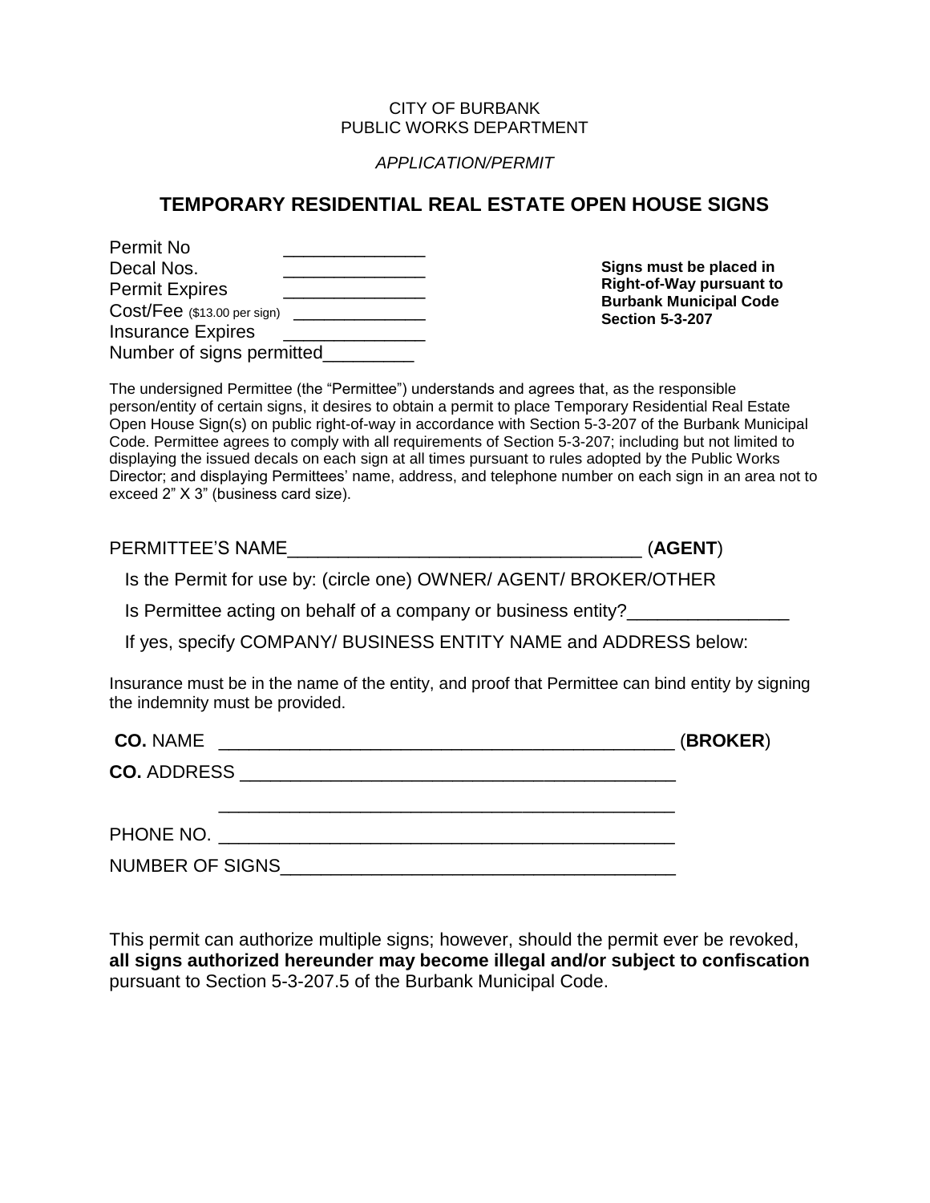CITY OF BURBANK
PUBLIC WORKS DEPARTMENT

*APPLICATION/PERMIT*

## TEMPORARY RESIDENTIAL REAL ESTATE OPEN HOUSE SIGNS

Permit No ______________
Decal Nos. ______________
Permit Expires ______________
Cost/Fee ($13.00 per sign) ______________
Insurance Expires ______________
Number of signs permitted_________

**Signs must be placed in Right-of-Way pursuant to Burbank Municipal Code Section 5-3-207**

The undersigned Permittee (the "Permittee") understands and agrees that, as the responsible person/entity of certain signs, it desires to obtain a permit to place Temporary Residential Real Estate Open House Sign(s) on public right-of-way in accordance with Section 5-3-207 of the Burbank Municipal Code. Permittee agrees to comply with all requirements of Section 5-3-207; including but not limited to displaying the issued decals on each sign at all times pursuant to rules adopted by the Public Works Director; and displaying Permittees' name, address, and telephone number on each sign in an area not to exceed 2" X 3" (business card size).

PERMITTEE'S NAME___________________________________ (**AGENT**)

Is the Permit for use by: (circle one) OWNER/ AGENT/ BROKER/OTHER

Is Permittee acting on behalf of a company or business entity?________________

If yes, specify COMPANY/ BUSINESS ENTITY NAME and ADDRESS below:

Insurance must be in the name of the entity, and proof that Permittee can bind entity by signing the indemnity must be provided.

**CO.** NAME ______________________________________________ (**BROKER**)

**CO.** ADDRESS ___________________________________________

______________________________________________

PHONE NO. ______________________________________________

NUMBER OF SIGNS_______________________________________

This permit can authorize multiple signs; however, should the permit ever be revoked, **all signs authorized hereunder may become illegal and/or subject to confiscation** pursuant to Section 5-3-207.5 of the Burbank Municipal Code.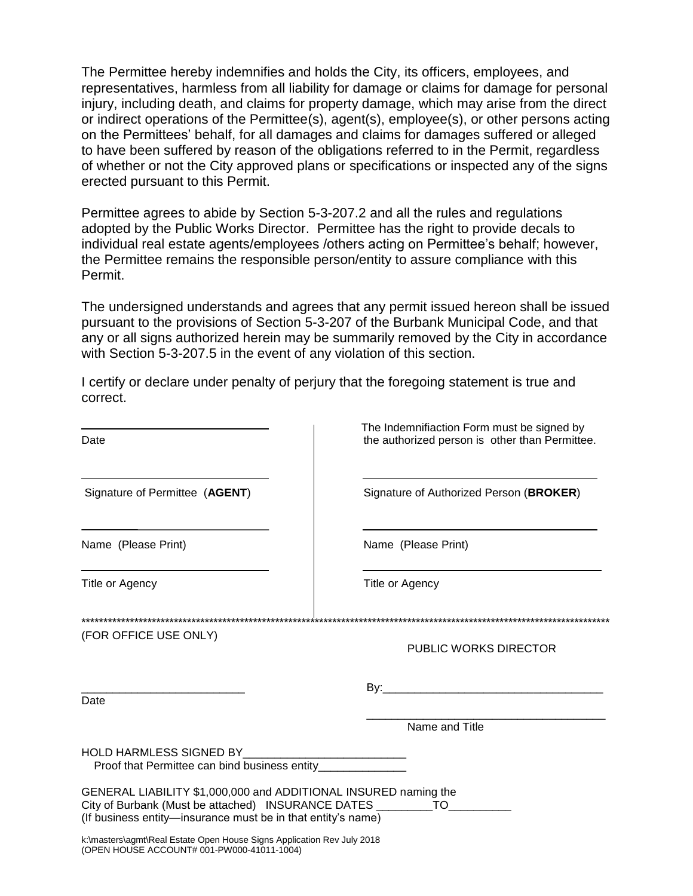The Permittee hereby indemnifies and holds the City, its officers, employees, and representatives, harmless from all liability for damage or claims for damage for personal injury, including death, and claims for property damage, which may arise from the direct or indirect operations of the Permittee(s), agent(s), employee(s), or other persons acting on the Permittees' behalf, for all damages and claims for damages suffered or alleged to have been suffered by reason of the obligations referred to in the Permit, regardless of whether or not the City approved plans or specifications or inspected any of the signs erected pursuant to this Permit.

Permittee agrees to abide by Section 5-3-207.2 and all the rules and regulations adopted by the Public Works Director. Permittee has the right to provide decals to individual real estate agents/employees /others acting on Permittee's behalf; however, the Permittee remains the responsible person/entity to assure compliance with this Permit.

The undersigned understands and agrees that any permit issued hereon shall be issued pursuant to the provisions of Section 5-3-207 of the Burbank Municipal Code, and that any or all signs authorized herein may be summarily removed by the City in accordance with Section 5-3-207.5 in the event of any violation of this section.

I certify or declare under penalty of perjury that the foregoing statement is true and correct.

| | |
|---|---|
| ______________________ Date | The Indemnifiaction Form must be signed by the authorized person is other than Permittee. |
| ______________________ Signature of Permittee (**AGENT**) | ______________________ Signature of Authorized Person (**BROKER**) |
| ______________________ Name (Please Print) | ______________________ Name (Please Print) |
| ______________________ Title or Agency | ______________________ Title or Agency |

**************************************************************************************************************

(FOR OFFICE USE ONLY)

PUBLIC WORKS DIRECTOR

________________________ Date

By:__________________________________

______________________________________ Name and Title

HOLD HARMLESS SIGNED BY_________________________

Proof that Permittee can bind business entity_____________

GENERAL LIABILITY $1,000,000 and ADDITIONAL INSURED naming the City of Burbank (Must be attached) INSURANCE DATES _________TO__________
(If business entity—insurance must be in that entity's name)

k:\masters\agmt\Real Estate Open House Signs Application Rev July 2018
(OPEN HOUSE ACCOUNT# 001-PW000-41011-1004)